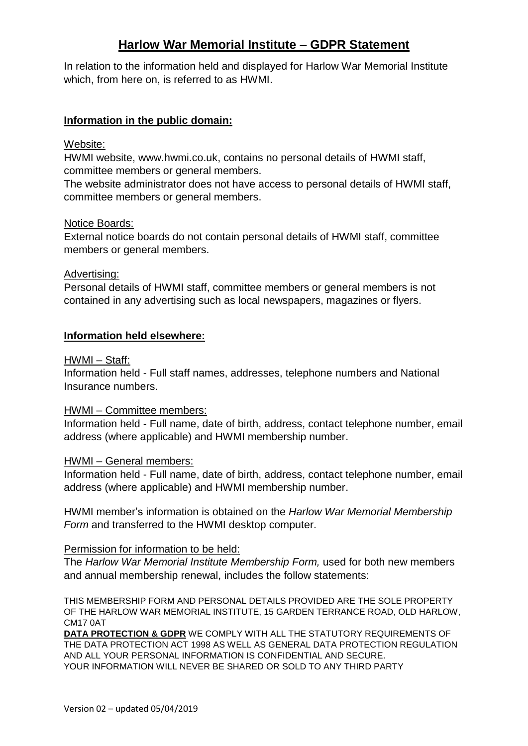# Harlow War Memorial Institute – GDPR Statement

In relation to the information held and displayed for Harlow War Memorial Institute which, from here on, is referred to as HWMI.

## Information in the public domain:

Website:

HWMI website, www.hwmi.co.uk, contains no personal details of HWMI staff, committee members or general members.

The website administrator does not have access to personal details of HWMI staff, committee members or general members.

Notice Boards:

External notice boards do not contain personal details of HWMI staff, committee members or general members.

Advertising:

Personal details of HWMI staff, committee members or general members is not contained in any advertising such as local newspapers, magazines or flyers.

## Information held elsewhere:

HWMI – Staff:

Information held - Full staff names, addresses, telephone numbers and National Insurance numbers.

HWMI – Committee members:

Information held - Full name, date of birth, address, contact telephone number, email address (where applicable) and HWMI membership number.

HWMI – General members:

Information held - Full name, date of birth, address, contact telephone number, email address (where applicable) and HWMI membership number.

HWMI member's information is obtained on the *Harlow War Memorial Membership Form* and transferred to the HWMI desktop computer.

Permission for information to be held:

The *Harlow War Memorial Institute Membership Form,* used for both new members and annual membership renewal, includes the follow statements:

THIS MEMBERSHIP FORM AND PERSONAL DETAILS PROVIDED ARE THE SOLE PROPERTY OF THE HARLOW WAR MEMORIAL INSTITUTE, 15 GARDEN TERRANCE ROAD, OLD HARLOW, CM17 0AT

**DATA PROTECTION & GDPR** WE COMPLY WITH ALL THE STATUTORY REQUIREMENTS OF THE DATA PROTECTION ACT 1998 AS WELL AS GENERAL DATA PROTECTION REGULATION AND ALL YOUR PERSONAL INFORMATION IS CONFIDENTIAL AND SECURE.

YOUR INFORMATION WILL NEVER BE SHARED OR SOLD TO ANY THIRD PARTY

Version 02 – updated 05/04/2019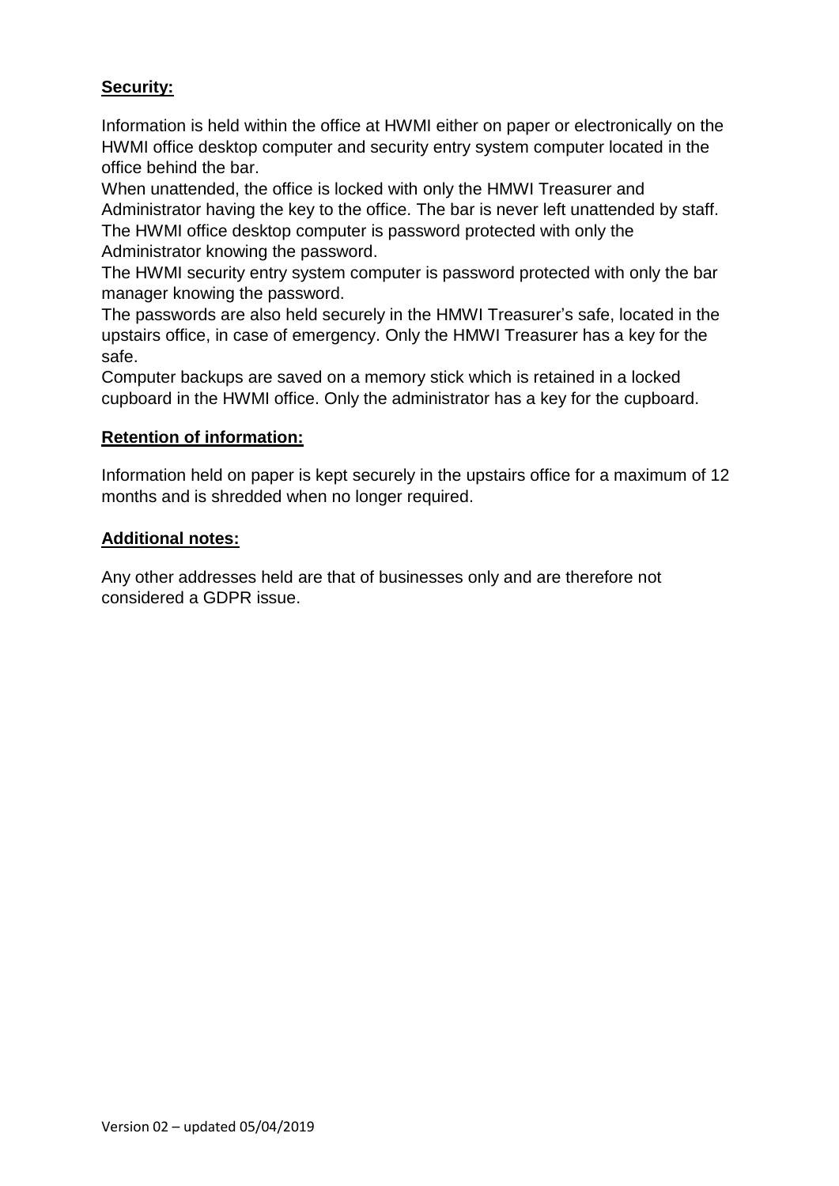**Security:**

Information is held within the office at HWMI either on paper or electronically on the HWMI office desktop computer and security entry system computer located in the office behind the bar.

When unattended, the office is locked with only the HMWI Treasurer and Administrator having the key to the office. The bar is never left unattended by staff.

The HWMI office desktop computer is password protected with only the Administrator knowing the password.

The HWMI security entry system computer is password protected with only the bar manager knowing the password.

The passwords are also held securely in the HMWI Treasurer's safe, located in the upstairs office, in case of emergency. Only the HMWI Treasurer has a key for the safe.

Computer backups are saved on a memory stick which is retained in a locked cupboard in the HWMI office. Only the administrator has a key for the cupboard.

**Retention of information:**

Information held on paper is kept securely in the upstairs office for a maximum of 12 months and is shredded when no longer required.

**Additional notes:**

Any other addresses held are that of businesses only and are therefore not considered a GDPR issue.

Version 02 – updated 05/04/2019